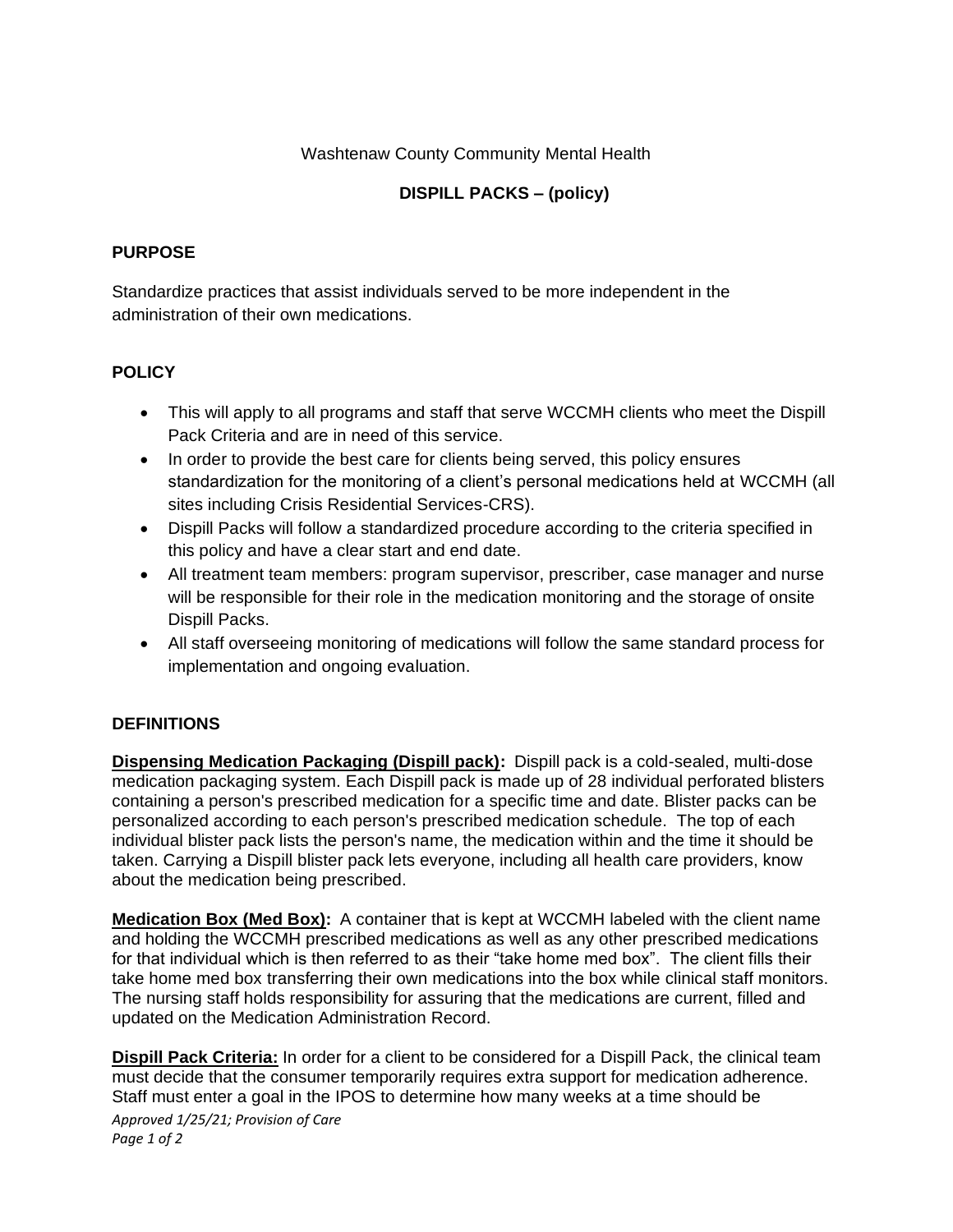Washtenaw County Community Mental Health

# DISPILL PACKS – (policy)

## PURPOSE

Standardize practices that assist individuals served to be more independent in the administration of their own medications.

## POLICY

- This will apply to all programs and staff that serve WCCMH clients who meet the Dispill Pack Criteria and are in need of this service.
- In order to provide the best care for clients being served, this policy ensures standardization for the monitoring of a client's personal medications held at WCCMH (all sites including Crisis Residential Services-CRS).
- Dispill Packs will follow a standardized procedure according to the criteria specified in this policy and have a clear start and end date.
- All treatment team members: program supervisor, prescriber, case manager and nurse will be responsible for their role in the medication monitoring and the storage of onsite Dispill Packs.
- All staff overseeing monitoring of medications will follow the same standard process for implementation and ongoing evaluation.

## DEFINITIONS

**Dispensing Medication Packaging (Dispill pack):** Dispill pack is a cold-sealed, multi-dose medication packaging system. Each Dispill pack is made up of 28 individual perforated blisters containing a person's prescribed medication for a specific time and date. Blister packs can be personalized according to each person's prescribed medication schedule. The top of each individual blister pack lists the person's name, the medication within and the time it should be taken. Carrying a Dispill blister pack lets everyone, including all health care providers, know about the medication being prescribed.

**Medication Box (Med Box):** A container that is kept at WCCMH labeled with the client name and holding the WCCMH prescribed medications as well as any other prescribed medications for that individual which is then referred to as their "take home med box". The client fills their take home med box transferring their own medications into the box while clinical staff monitors. The nursing staff holds responsibility for assuring that the medications are current, filled and updated on the Medication Administration Record.

**Dispill Pack Criteria:** In order for a client to be considered for a Dispill Pack, the clinical team must decide that the consumer temporarily requires extra support for medication adherence. Staff must enter a goal in the IPOS to determine how many weeks at a time should be

*Approved 1/25/21; Provision of Care*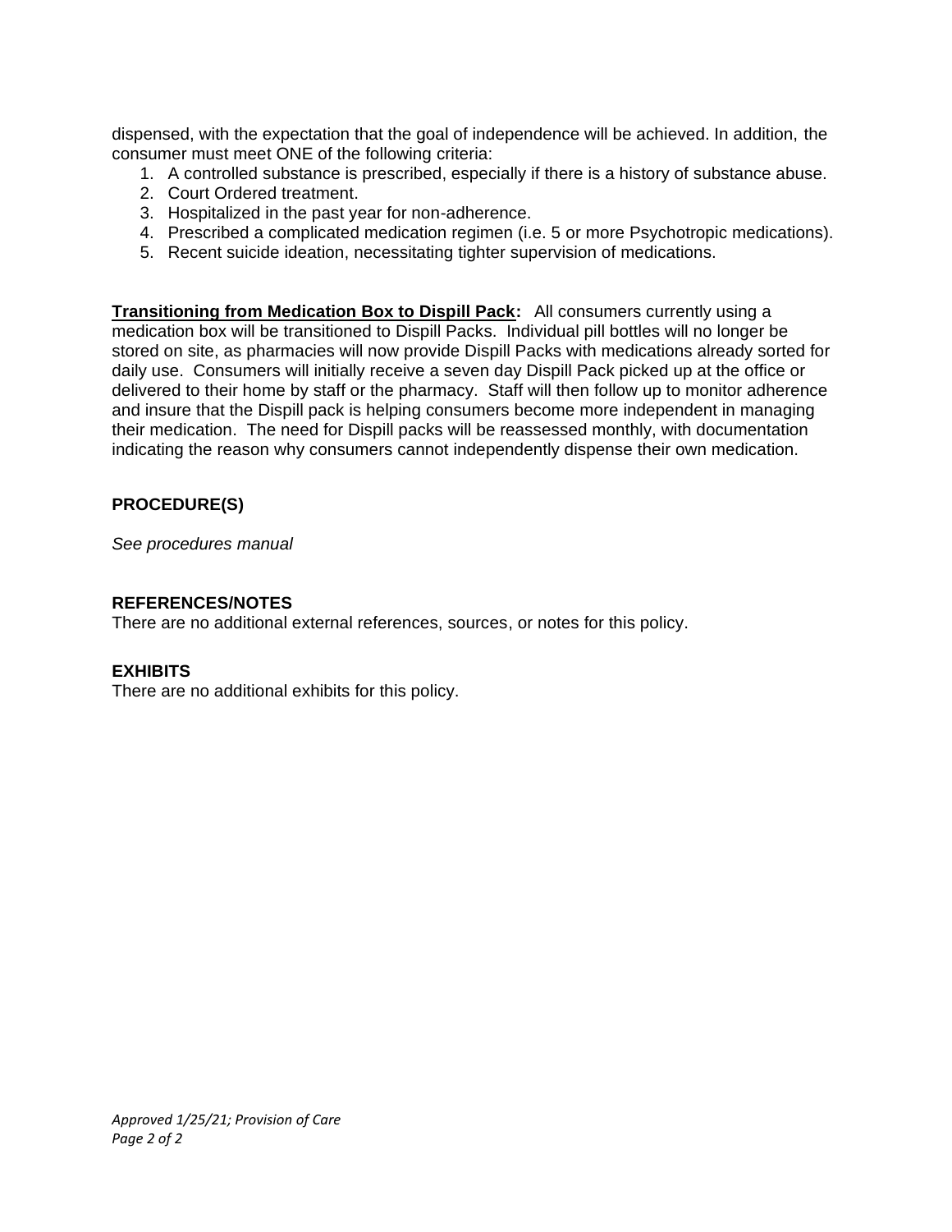dispensed, with the expectation that the goal of independence will be achieved. In addition, the consumer must meet ONE of the following criteria:

1. A controlled substance is prescribed, especially if there is a history of substance abuse.
2. Court Ordered treatment.
3. Hospitalized in the past year for non-adherence.
4. Prescribed a complicated medication regimen (i.e. 5 or more Psychotropic medications).
5. Recent suicide ideation, necessitating tighter supervision of medications.

**<u>Transitioning from Medication Box to Dispill Pack</u>:** All consumers currently using a medication box will be transitioned to Dispill Packs. Individual pill bottles will no longer be stored on site, as pharmacies will now provide Dispill Packs with medications already sorted for daily use. Consumers will initially receive a seven day Dispill Pack picked up at the office or delivered to their home by staff or the pharmacy. Staff will then follow up to monitor adherence and insure that the Dispill pack is helping consumers become more independent in managing their medication. The need for Dispill packs will be reassessed monthly, with documentation indicating the reason why consumers cannot independently dispense their own medication.

## PROCEDURE(S)

*See procedures manual*

## REFERENCES/NOTES

There are no additional external references, sources, or notes for this policy.

## EXHIBITS

There are no additional exhibits for this policy.

*Approved 1/25/21; Provision of Care*